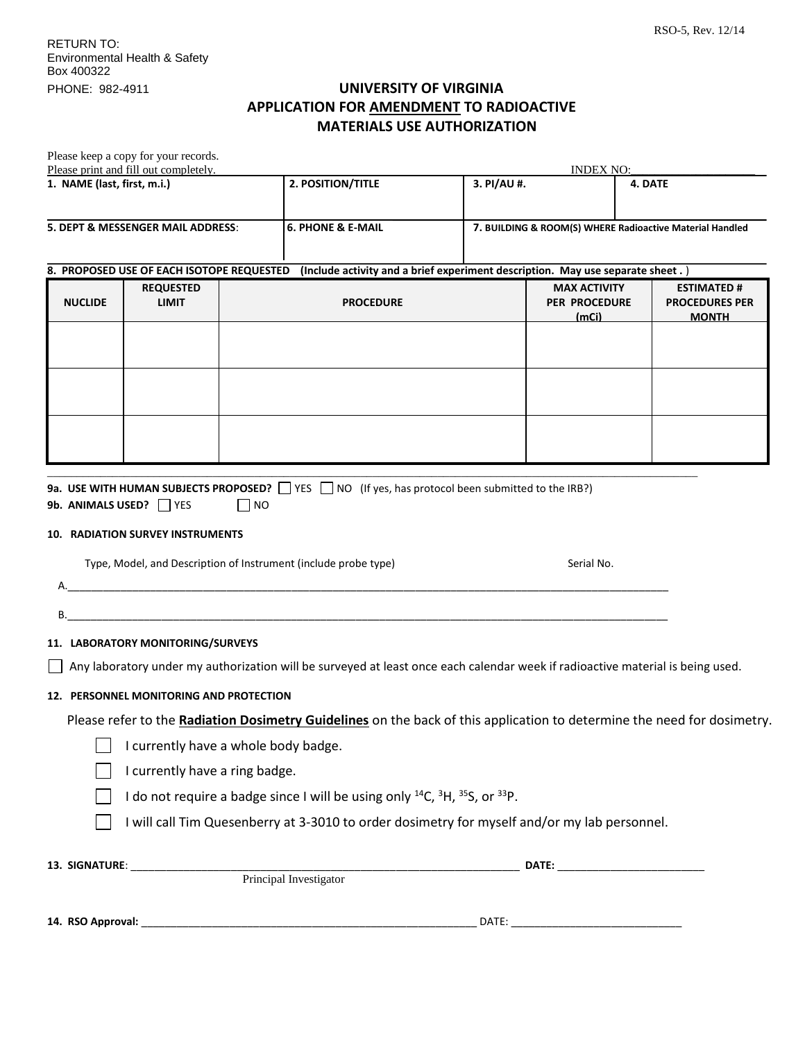RETURN TO:
Environmental Health & Safety
Box 400322
PHONE: 982-4911

# UNIVERSITY OF VIRGINIA
# APPLICATION FOR AMENDMENT TO RADIOACTIVE MATERIALS USE AUTHORIZATION

Please keep a copy for your records.
Please print and fill out completely.

INDEX NO:____________________

| 1. NAME (last, first, m.i.) | 2. POSITION/TITLE | 3. PI/AU #. | 4. DATE |
|---|---|---|---|
| | | | |
| **5. DEPT & MESSENGER MAIL ADDRESS:** | **6. PHONE & E-MAIL** | **7. BUILDING & ROOM(S) WHERE Radioactive Material Handled** | |
| | | | |

**8. PROPOSED USE OF EACH ISOTOPE REQUESTED** (Include activity and a brief experiment description. May use separate sheet . )

| NUCLIDE | REQUESTED LIMIT | PROCEDURE | MAX ACTIVITY PER PROCEDURE (mCi) | ESTIMATED # PROCEDURES PER MONTH |
|---|---|---|---|---|
| | | | | |
| | | | | |
| | | | | |

**9a. USE WITH HUMAN SUBJECTS PROPOSED?** ☐ YES ☐ NO (If yes, has protocol been submitted to the IRB?)

**9b. ANIMALS USED?** ☐ YES ☐ NO

**10. RADIATION SURVEY INSTRUMENTS**

Type, Model, and Description of Instrument (include probe type) Serial No.

A.____________________________________________________________________________________________

B.____________________________________________________________________________________________

**11. LABORATORY MONITORING/SURVEYS**

☐ Any laboratory under my authorization will be surveyed at least once each calendar week if radioactive material is being used.

**12. PERSONNEL MONITORING AND PROTECTION**

Please refer to the **Radiation Dosimetry Guidelines** on the back of this application to determine the need for dosimetry.

☐ I currently have a whole body badge.

☐ I currently have a ring badge.

☐ I do not require a badge since I will be using only $^{14}C$, $^{3}H$, $^{35}S$, or $^{33}P$.

☐ I will call Tim Quesenberry at 3-3010 to order dosimetry for myself and/or my lab personnel.

**13. SIGNATURE**: ____________________________________________________________ **DATE:** ________________________
Principal Investigator

**14. RSO Approval:** ______________________________________________________ DATE: ____________________________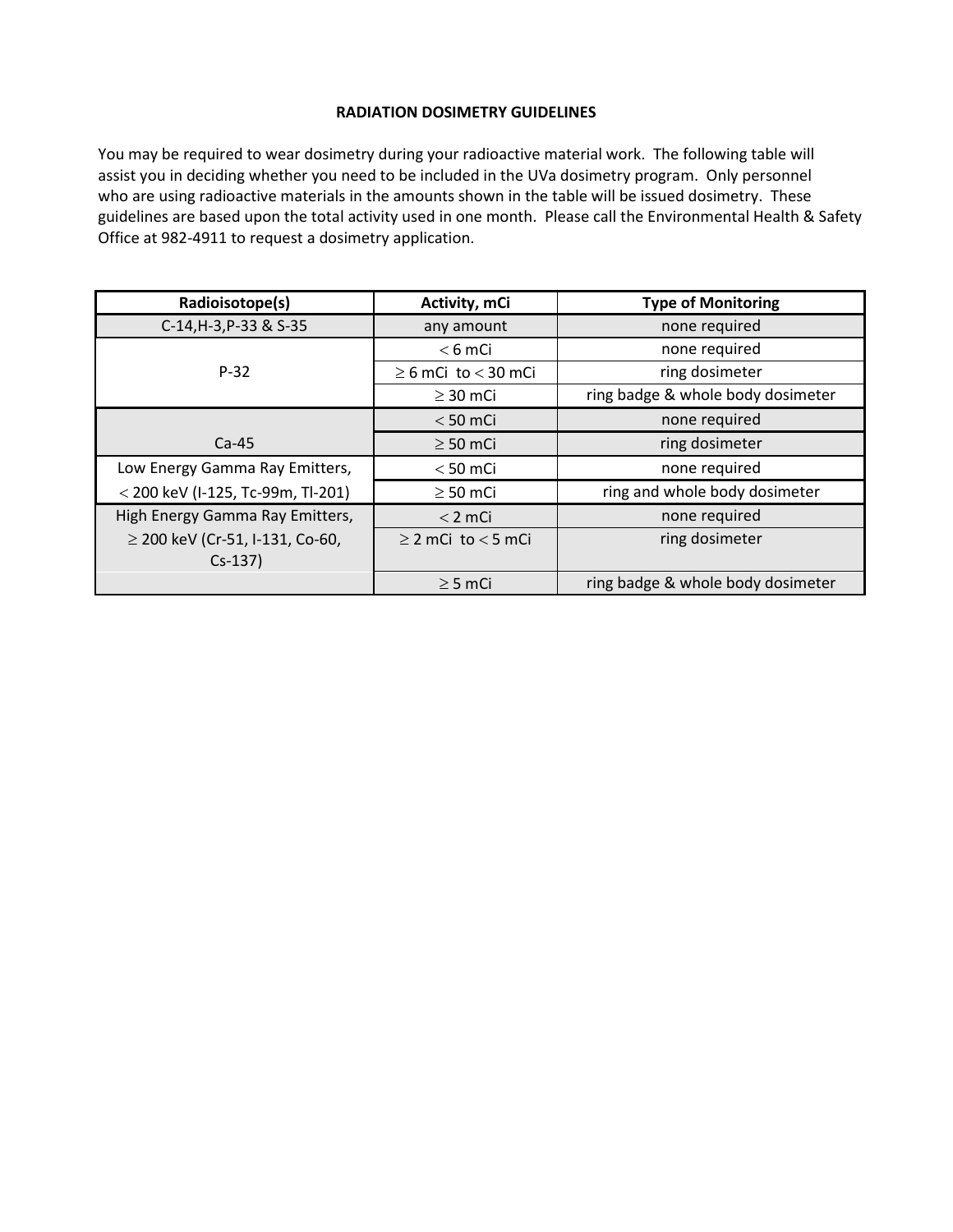**RADIATION DOSIMETRY GUIDELINES**

You may be required to wear dosimetry during your radioactive material work. The following table will assist you in deciding whether you need to be included in the UVa dosimetry program. Only personnel who are using radioactive materials in the amounts shown in the table will be issued dosimetry. These guidelines are based upon the total activity used in one month. Please call the Environmental Health & Safety Office at 982-4911 to request a dosimetry application.

| Radioisotope(s) | Activity, mCi | Type of Monitoring |
|---|---|---|
| C-14,H-3,P-33 & S-35 | any amount | none required |
| P-32 | $<$ 6 mCi | none required |
| | $\geq$ 6 mCi to $<$ 30 mCi | ring dosimeter |
| | $\geq$ 30 mCi | ring badge & whole body dosimeter |
| Ca-45 | $<$ 50 mCi | none required |
| | $\geq$ 50 mCi | ring dosimeter |
| Low Energy Gamma Ray Emitters, $<$ 200 keV (I-125, Tc-99m, Tl-201) | $<$ 50 mCi | none required |
| | $\geq$ 50 mCi | ring and whole body dosimeter |
| High Energy Gamma Ray Emitters, $\geq$ 200 keV (Cr-51, I-131, Co-60, Cs-137) | $<$ 2 mCi | none required |
| | $\geq$ 2 mCi to $<$ 5 mCi | ring dosimeter |
| | $\geq$ 5 mCi | ring badge & whole body dosimeter |